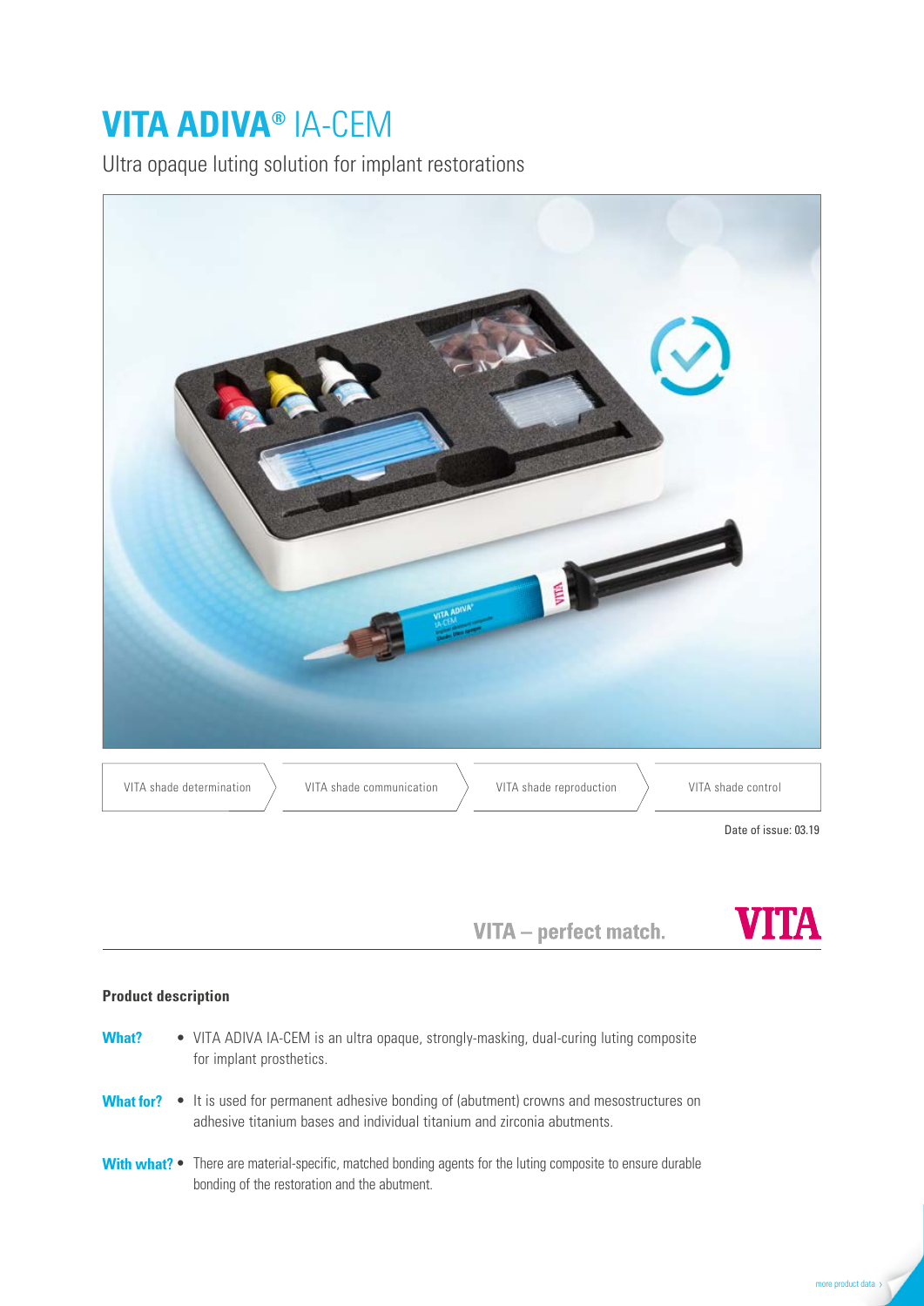# **VITA ADIVA®** IA-CEM

Ultra opaque luting solution for implant restorations

VITA shade determination | VITA shade communication | VITA shade reproduction | VITA shade control

Date of issue: 03.19

**VITA – perfect match.**

**VITA**

### Product description

**What?**
- VITA ADIVA IA-CEM is an ultra opaque, strongly-masking, dual-curing luting composite for implant prosthetics.

**What for?**
- It is used for permanent adhesive bonding of (abutment) crowns and mesostructures on adhesive titanium bases and individual titanium and zirconia abutments.

**With what?**
- There are material-specific, matched bonding agents for the luting composite to ensure durable bonding of the restoration and the abutment.

more product data ›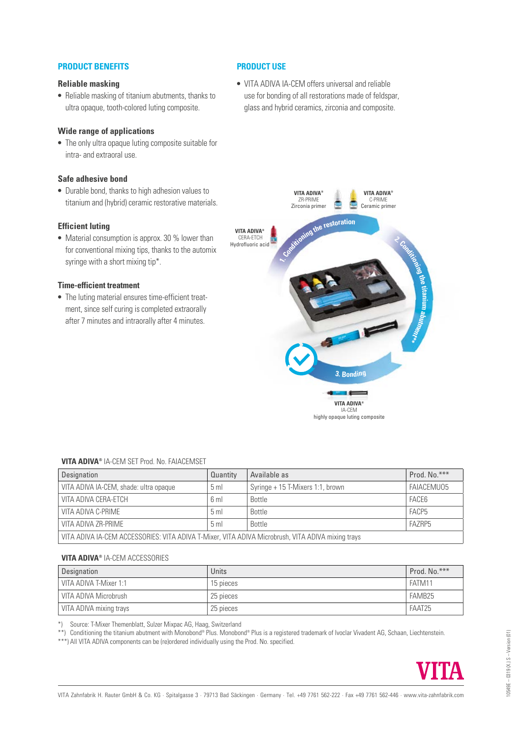## PRODUCT BENEFITS

### Reliable masking

- Reliable masking of titanium abutments, thanks to ultra opaque, tooth-colored luting composite.

### Wide range of applications

- The only ultra opaque luting composite suitable for intra- and extraoral use.

### Safe adhesive bond

- Durable bond, thanks to high adhesion values to titanium and (hybrid) ceramic restorative materials.

### Efficient luting

- Material consumption is approx. 30 % lower than for conventional mixing tips, thanks to the automix syringe with a short mixing tip*.

### Time-efficient treatment

- The luting material ensures time-efficient treatment, since self curing is completed extraorally after 7 minutes and intraorally after 4 minutes.

## PRODUCT USE

- VITA ADIVA IA-CEM offers universal and reliable use for bonding of all restorations made of feldspar, glass and hybrid ceramics, zirconia and composite.

VITA ADIVA® ZR-PRIME Zirconia primer

VITA ADIVA® C-PRIME Ceramic primer

VITA ADIVA® CERA-ETCH Hydrofluoric acid

1. Conditioning the restoration

2. Conditioning the titanium abutment**

3. Bonding

VITA ADIVA® IA-CEM highly opaque luting composite

**VITA ADIVA®** IA-CEM SET Prod. No. FAIACEMSET

| Designation | Quantity | Available as | Prod. No.*** |
|---|---|---|---|
| VITA ADIVA IA-CEM, shade: ultra opaque | 5 ml | Syringe + 15 T-Mixers 1:1, brown | FAIACEMUO5 |
| VITA ADIVA CERA-ETCH | 6 ml | Bottle | FACE6 |
| VITA ADIVA C-PRIME | 5 ml | Bottle | FACP5 |
| VITA ADIVA ZR-PRIME | 5 ml | Bottle | FAZRP5 |
| VITA ADIVA IA-CEM ACCESSORIES: VITA ADIVA T-Mixer, VITA ADIVA Microbrush, VITA ADIVA mixing trays | | | |

**VITA ADIVA®** IA-CEM ACCESSORIES

| Designation | Units | Prod. No.*** |
|---|---|---|
| VITA ADIVA T-Mixer 1:1 | 15 pieces | FATM11 |
| VITA ADIVA Microbrush | 25 pieces | FAMB25 |
| VITA ADIVA mixing trays | 25 pieces | FAAT25 |

*) Source: T-Mixer Themenblatt, Sulzer Mixpac AG, Haag, Switzerland

**) Conditioning the titanium abutment with Monobond® Plus. Monobond® Plus is a registered trademark of Ivoclar Vivadent AG, Schaan, Liechtenstein.

***) All VITA ADIVA components can be (re)ordered individually using the Prod. No. specified.

VITA

VITA Zahnfabrik H. Rauter GmbH & Co. KG · Spitalgasse 3 · 79713 Bad Säckingen · Germany · Tel. +49 7761 562-222 · Fax +49 7761 562-446 · www.vita-zahnfabrik.com

10549E – 0319 (X.) S – Version (01)